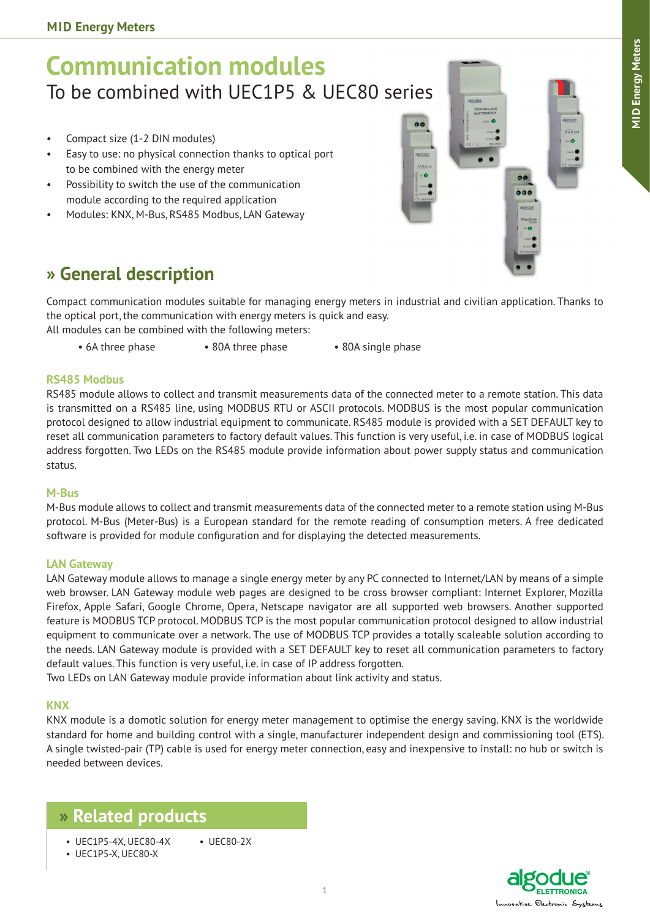# Communication modules

To be combined with UEC1P5 & UEC80 series

- Compact size (1-2 DIN modules)
- Easy to use: no physical connection thanks to optical port to be combined with the energy meter
- Possibility to switch the use of the communication module according to the required application
- Modules: KNX, M-Bus, RS485 Modbus, LAN Gateway

## » General description

Compact communication modules suitable for managing energy meters in industrial and civilian application. Thanks to the optical port, the communication with energy meters is quick and easy.
All modules can be combined with the following meters:

- 6A three phase
- 80A three phase
- 80A single phase

### RS485 Modbus

RS485 module allows to collect and transmit measurements data of the connected meter to a remote station. This data is transmitted on a RS485 line, using MODBUS RTU or ASCII protocols. MODBUS is the most popular communication protocol designed to allow industrial equipment to communicate. RS485 module is provided with a SET DEFAULT key to reset all communication parameters to factory default values. This function is very useful, i.e. in case of MODBUS logical address forgotten. Two LEDs on the RS485 module provide information about power supply status and communication status.

### M-Bus

M-Bus module allows to collect and transmit measurements data of the connected meter to a remote station using M-Bus protocol. M-Bus (Meter-Bus) is a European standard for the remote reading of consumption meters. A free dedicated software is provided for module configuration and for displaying the detected measurements.

### LAN Gateway

LAN Gateway module allows to manage a single energy meter by any PC connected to Internet/LAN by means of a simple web browser. LAN Gateway module web pages are designed to be cross browser compliant: Internet Explorer, Mozilla Firefox, Apple Safari, Google Chrome, Opera, Netscape navigator are all supported web browsers. Another supported feature is MODBUS TCP protocol. MODBUS TCP is the most popular communication protocol designed to allow industrial equipment to communicate over a network. The use of MODBUS TCP provides a totally scaleable solution according to the needs. LAN Gateway module is provided with a SET DEFAULT key to reset all communication parameters to factory default values. This function is very useful, i.e. in case of IP address forgotten.
Two LEDs on LAN Gateway module provide information about link activity and status.

### KNX

KNX module is a domotic solution for energy meter management to optimise the energy saving. KNX is the worldwide standard for home and building control with a single, manufacturer independent design and commissioning tool (ETS). A single twisted-pair (TP) cable is used for energy meter connection, easy and inexpensive to install: no hub or switch is needed between devices.

## » Related products

- UEC1P5-4X, UEC80-4X
- UEC1P5-X, UEC80-X
- UEC80-2X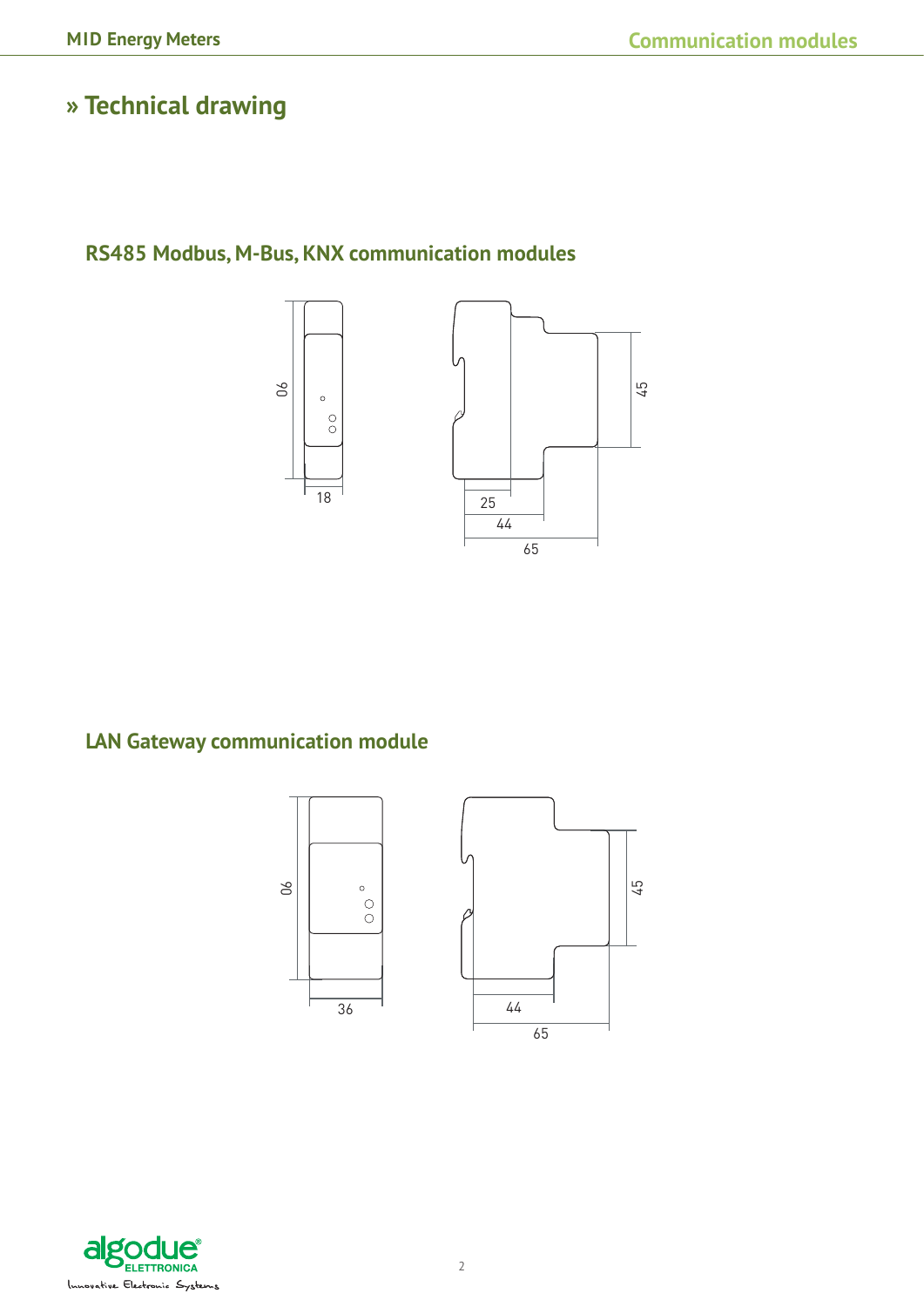# » Technical drawing

## RS485 Modbus, M-Bus, KNX communication modules

90

18

45

25

44

65

## LAN Gateway communication module

90

36

45

44

65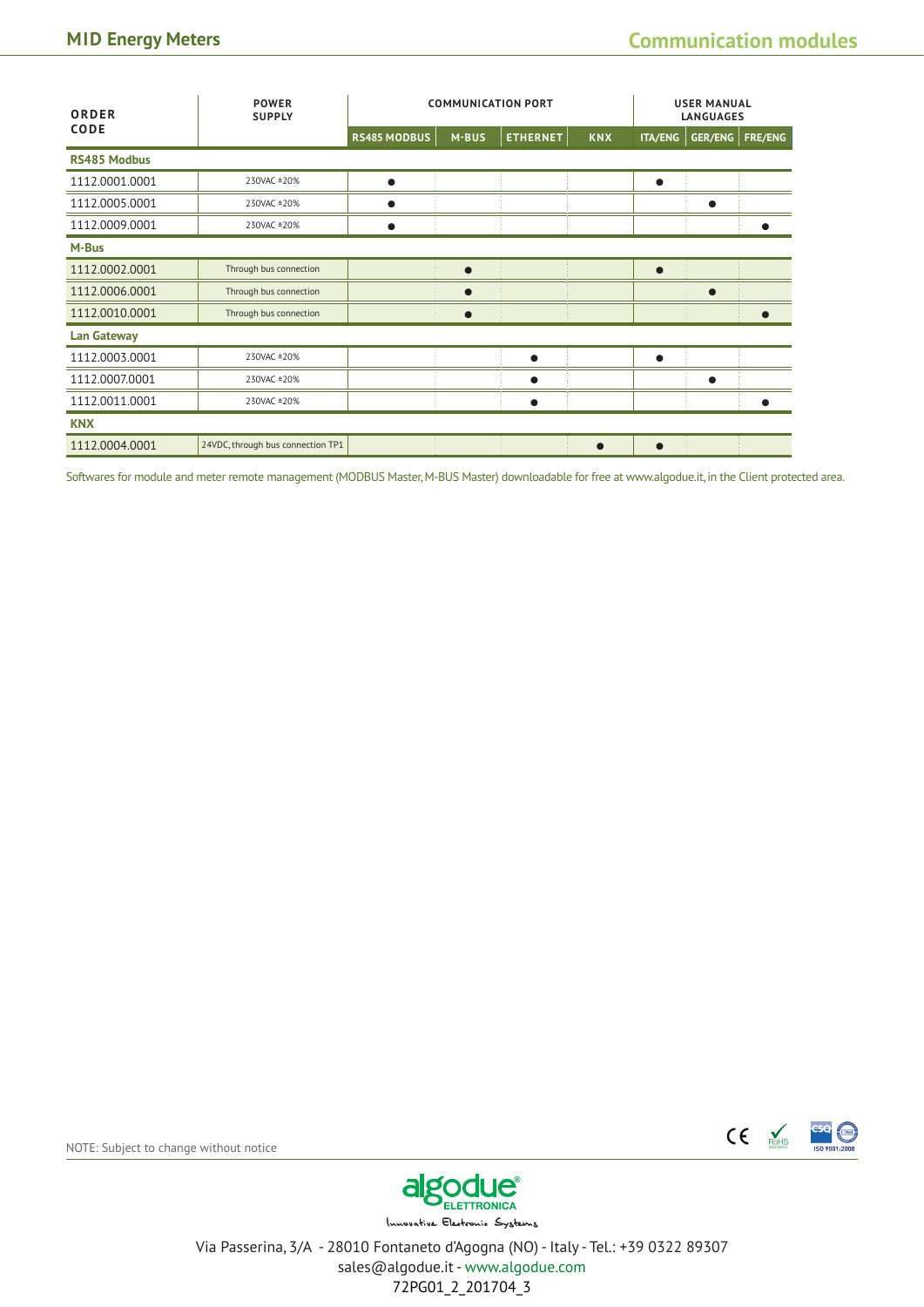## Communication modules

| ORDER CODE | POWER SUPPLY | COMMUNICATION PORT | | | | USER MANUAL LANGUAGES | | |
|---|---|---|---|---|---|---|---|---|
| | | RS485 MODBUS | M-BUS | ETHERNET | KNX | ITA/ENG | GER/ENG | FRE/ENG |
| **RS485 Modbus** | | | | | | | | |
| 1112.0001.0001 | 230VAC ±20% | ● | | | | ● | | |
| 1112.0005.0001 | 230VAC ±20% | ● | | | | | ● | |
| 1112.0009.0001 | 230VAC ±20% | ● | | | | | | ● |
| **M-Bus** | | | | | | | | |
| 1112.0002.0001 | Through bus connection | | ● | | | ● | | |
| 1112.0006.0001 | Through bus connection | | ● | | | | ● | |
| 1112.0010.0001 | Through bus connection | | ● | | | | | ● |
| **Lan Gateway** | | | | | | | | |
| 1112.0003.0001 | 230VAC ±20% | | | ● | | ● | | |
| 1112.0007.0001 | 230VAC ±20% | | | ● | | | ● | |
| 1112.0011.0001 | 230VAC ±20% | | | ● | | | | ● |
| **KNX** | | | | | | | | |
| 1112.0004.0001 | 24VDC, through bus connection TP1 | | | | ● | ● | | |

Softwares for module and meter remote management (MODBUS Master, M-BUS Master) downloadable for free at www.algodue.it, in the Client protected area.

NOTE: Subject to change without notice

algodue ELETTRONICA
Innovative Electronic Systems

Via Passerina, 3/A - 28010 Fontaneto d'Agogna (NO) - Italy - Tel.: +39 0322 89307
sales@algodue.it - www.algodue.com
72PG01_2_201704_3